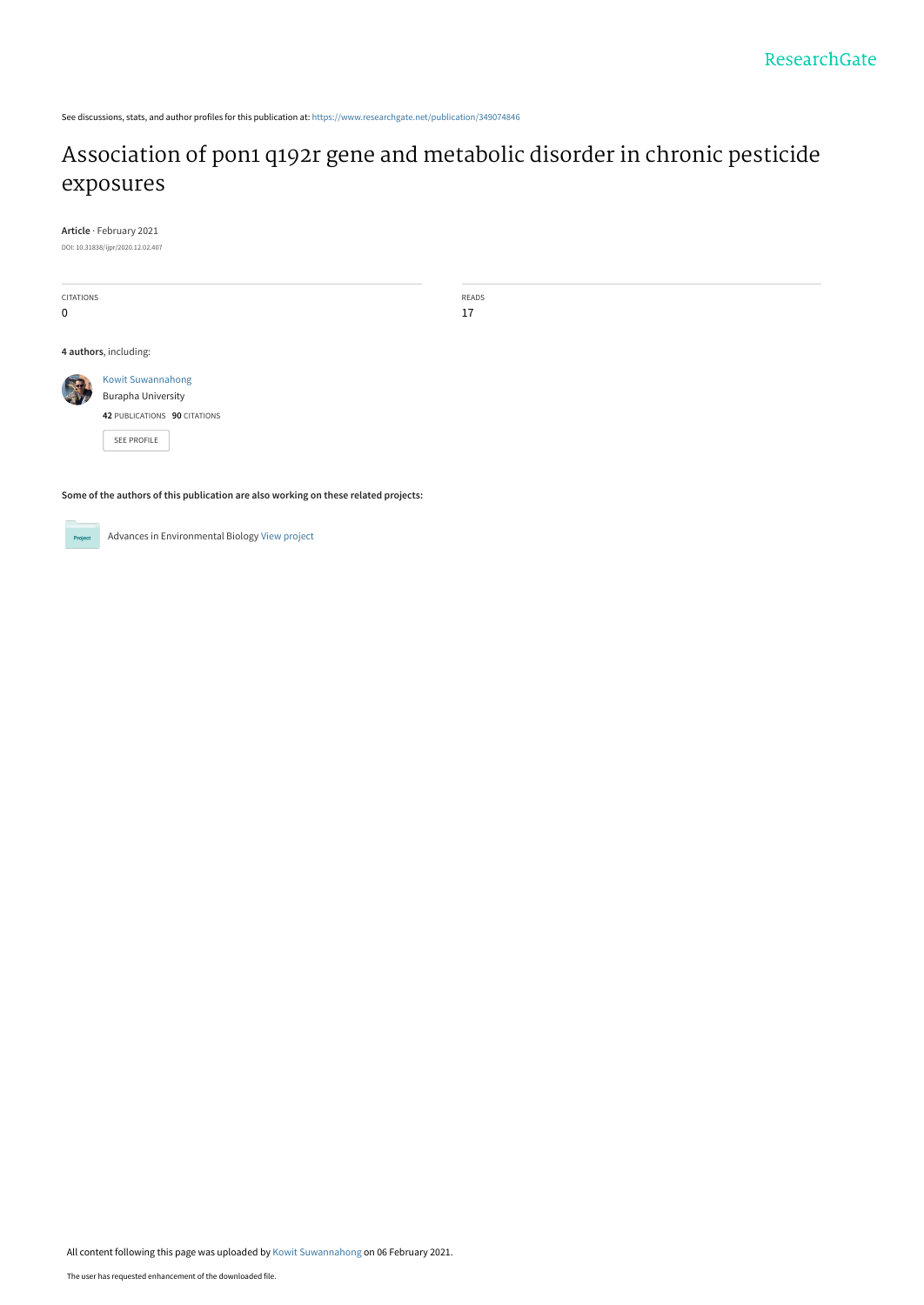See discussions, stats, and author profiles for this publication at: https://www.researchgate.net/publication/349074846

# Association of pon1 q192r gene and metabolic disorder in chronic pesticide exposures

**Article** · February 2021

DOI: 10.31838/ijpr/2020.12.02.407

| CITATIONS | READS |
| --- | --- |
| 0 | 17 |

**4 authors**, including:

Kowit Suwannahong
Burapha University
**42** PUBLICATIONS **90** CITATIONS

SEE PROFILE

**Some of the authors of this publication are also working on these related projects:**

Advances in Environmental Biology View project

All content following this page was uploaded by Kowit Suwannahong on 06 February 2021.

The user has requested enhancement of the downloaded file.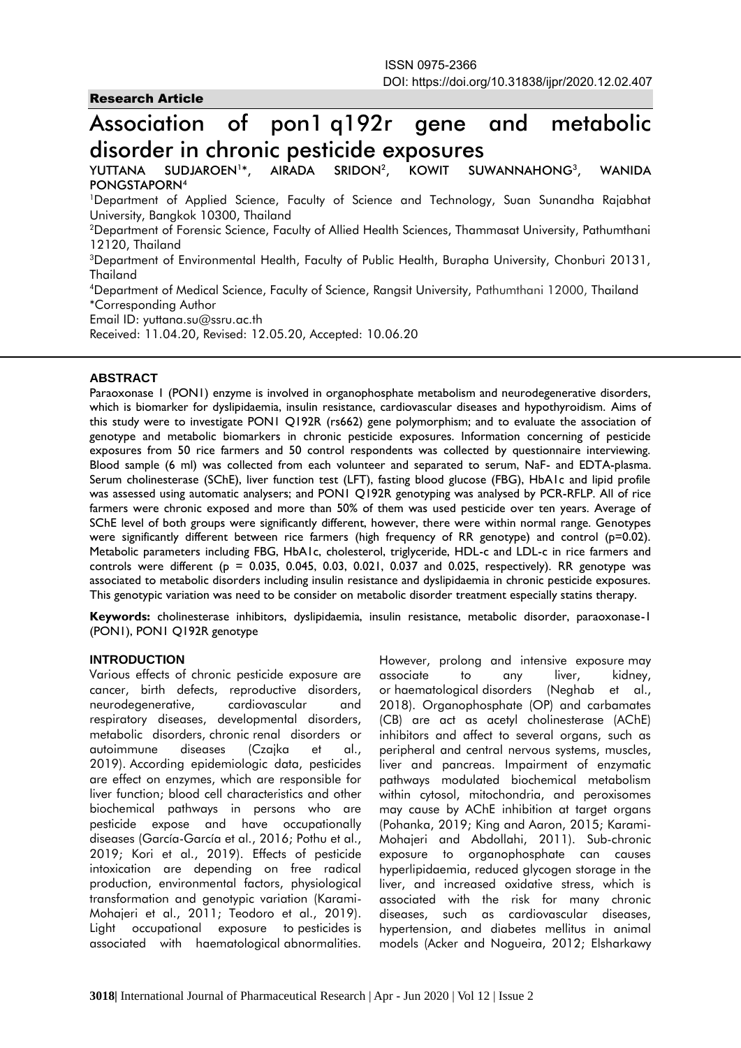ISSN 0975-2366
DOI: https://doi.org/10.31838/ijpr/2020.12.02.407

**Research Article**

# Association of pon1 q192r gene and metabolic disorder in chronic pesticide exposures

YUTTANA SUDJAROEN[1]*, AIRADA SRIDON[2], KOWIT SUWANNAHONG[3], WANIDA PONGSTAPORN[4]

[1]Department of Applied Science, Faculty of Science and Technology, Suan Sunandha Rajabhat University, Bangkok 10300, Thailand
[2]Department of Forensic Science, Faculty of Allied Health Sciences, Thammasat University, Pathumthani 12120, Thailand
[3]Department of Environmental Health, Faculty of Public Health, Burapha University, Chonburi 20131, Thailand
[4]Department of Medical Science, Faculty of Science, Rangsit University, Pathumthani 12000, Thailand
*Corresponding Author
Email ID: yuttana.su@ssru.ac.th
Received: 11.04.20, Revised: 12.05.20, Accepted: 10.06.20

## ABSTRACT

Paraoxonase 1 (PON1) enzyme is involved in organophosphate metabolism and neurodegenerative disorders, which is biomarker for dyslipidaemia, insulin resistance, cardiovascular diseases and hypothyroidism. Aims of this study were to investigate PON1 Q192R (rs662) gene polymorphism; and to evaluate the association of genotype and metabolic biomarkers in chronic pesticide exposures. Information concerning of pesticide exposures from 50 rice farmers and 50 control respondents was collected by questionnaire interviewing. Blood sample (6 ml) was collected from each volunteer and separated to serum, NaF- and EDTA-plasma. Serum cholinesterase (SChE), liver function test (LFT), fasting blood glucose (FBG), HbA1c and lipid profile was assessed using automatic analysers; and PON1 Q192R genotyping was analysed by PCR-RFLP. All of rice farmers were chronic exposed and more than 50% of them was used pesticide over ten years. Average of SChE level of both groups were significantly different, however, there were within normal range. Genotypes were significantly different between rice farmers (high frequency of RR genotype) and control ($p=0.02$). Metabolic parameters including FBG, HbA1c, cholesterol, triglyceride, HDL-c and LDL-c in rice farmers and controls were different ($p = 0.035$, 0.045, 0.03, 0.021, 0.037 and 0.025, respectively). RR genotype was associated to metabolic disorders including insulin resistance and dyslipidaemia in chronic pesticide exposures. This genotypic variation was need to be consider on metabolic disorder treatment especially statins therapy.

**Keywords:** cholinesterase inhibitors, dyslipidaemia, insulin resistance, metabolic disorder, paraoxonase-1 (PON1), PON1 Q192R genotype

## INTRODUCTION

Various effects of chronic pesticide exposure are cancer, birth defects, reproductive disorders, neurodegenerative, cardiovascular and respiratory diseases, developmental disorders, metabolic disorders, chronic renal disorders or autoimmune diseases (Czajka et al., 2019). According epidemiologic data, pesticides are effect on enzymes, which are responsible for liver function; blood cell characteristics and other biochemical pathways in persons who are pesticide expose and have occupationally diseases (García-García et al., 2016; Pothu et al., 2019; Kori et al., 2019). Effects of pesticide intoxication are depending on free radical production, environmental factors, physiological transformation and genotypic variation (Karami-Mohajeri et al., 2011; Teodoro et al., 2019). Light occupational exposure to pesticides is associated with haematological abnormalities. However, prolong and intensive exposure may associate to any liver, kidney, or haematological disorders (Neghab et al., 2018). Organophosphate (OP) and carbamates (CB) are act as acetyl cholinesterase (AChE) inhibitors and affect to several organs, such as peripheral and central nervous systems, muscles, liver and pancreas. Impairment of enzymatic pathways modulated biochemical metabolism within cytosol, mitochondria, and peroxisomes may cause by AChE inhibition at target organs (Pohanka, 2019; King and Aaron, 2015; Karami-Mohajeri and Abdollahi, 2011). Sub-chronic exposure to organophosphate can causes hyperlipidaemia, reduced glycogen storage in the liver, and increased oxidative stress, which is associated with the risk for many chronic diseases, such as cardiovascular diseases, hypertension, and diabetes mellitus in animal models (Acker and Nogueira, 2012; Elsharkawy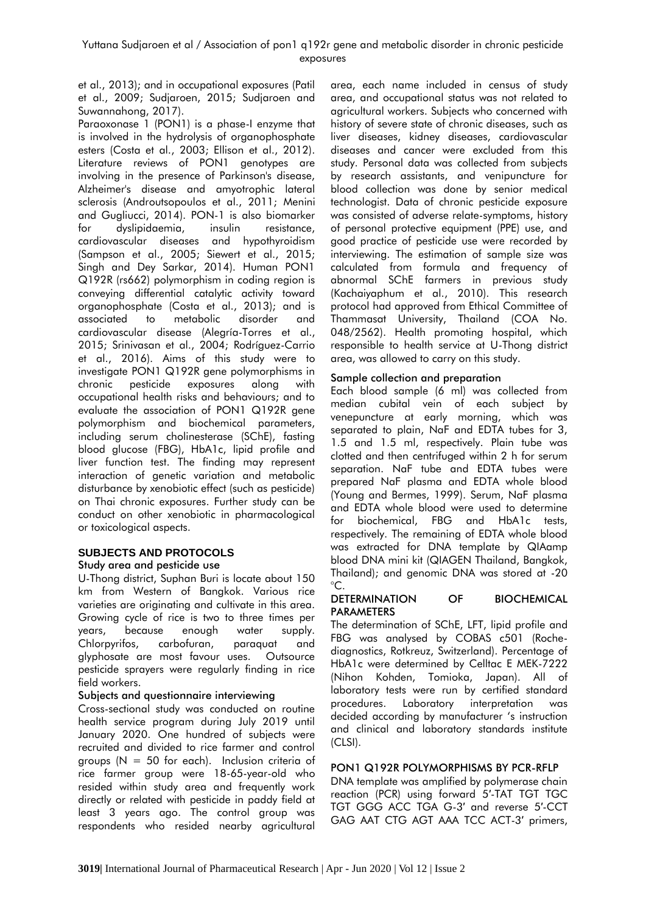et al., 2013); and in occupational exposures (Patil et al., 2009; Sudjaroen, 2015; Sudjaroen and Suwannahong, 2017).

Paraoxonase 1 (PON1) is a phase-I enzyme that is involved in the hydrolysis of organophosphate esters (Costa et al., 2003; Ellison et al., 2012). Literature reviews of PON1 genotypes are involving in the presence of Parkinson's disease, Alzheimer's disease and amyotrophic lateral sclerosis (Androutsopoulos et al., 2011; Menini and Gugliucci, 2014). PON-1 is also biomarker for dyslipidaemia, insulin resistance, cardiovascular diseases and hypothyroidism (Sampson et al., 2005; Siewert et al., 2015; Singh and Dey Sarkar, 2014). Human PON1 Q192R (rs662) polymorphism in coding region is conveying differential catalytic activity toward organophosphate (Costa et al., 2013); and is associated to metabolic disorder and cardiovascular disease (Alegría-Torres et al., 2015; Srinivasan et al., 2004; Rodríguez-Carrio et al., 2016). Aims of this study were to investigate PON1 Q192R gene polymorphisms in chronic pesticide exposures along with occupational health risks and behaviours; and to evaluate the association of PON1 Q192R gene polymorphism and biochemical parameters, including serum cholinesterase (SChE), fasting blood glucose (FBG), HbA1c, lipid profile and liver function test. The finding may represent interaction of genetic variation and metabolic disturbance by xenobiotic effect (such as pesticide) on Thai chronic exposures. Further study can be conduct on other xenobiotic in pharmacological or toxicological aspects.

## SUBJECTS AND PROTOCOLS

### Study area and pesticide use

U-Thong district, Suphan Buri is locate about 150 km from Western of Bangkok. Various rice varieties are originating and cultivate in this area. Growing cycle of rice is two to three times per years, because enough water supply. Chlorpyrifos, carbofuran, paraquat and glyphosate are most favour uses. Outsource pesticide sprayers were regularly finding in rice field workers.

### Subjects and questionnaire interviewing

Cross-sectional study was conducted on routine health service program during July 2019 until January 2020. One hundred of subjects were recruited and divided to rice farmer and control groups (N = 50 for each). Inclusion criteria of rice farmer group were 18-65-year-old who resided within study area and frequently work directly or related with pesticide in paddy field at least 3 years ago. The control group was respondents who resided nearby agricultural area, each name included in census of study area, and occupational status was not related to agricultural workers. Subjects who concerned with history of severe state of chronic diseases, such as liver diseases, kidney diseases, cardiovascular diseases and cancer were excluded from this study. Personal data was collected from subjects by research assistants, and venipuncture for blood collection was done by senior medical technologist. Data of chronic pesticide exposure was consisted of adverse relate-symptoms, history of personal protective equipment (PPE) use, and good practice of pesticide use were recorded by interviewing. The estimation of sample size was calculated from formula and frequency of abnormal SChE farmers in previous study (Kachaiyaphum et al., 2010). This research protocol had approved from Ethical Committee of Thammasat University, Thailand (COA No. 048/2562). Health promoting hospital, which responsible to health service at U-Thong district area, was allowed to carry on this study.

### Sample collection and preparation

Each blood sample (6 ml) was collected from median cubital vein of each subject by venepuncture at early morning, which was separated to plain, NaF and EDTA tubes for 3, 1.5 and 1.5 ml, respectively. Plain tube was clotted and then centrifuged within 2 h for serum separation. NaF tube and EDTA tubes were prepared NaF plasma and EDTA whole blood (Young and Bermes, 1999). Serum, NaF plasma and EDTA whole blood were used to determine for biochemical, FBG and HbA1c tests, respectively. The remaining of EDTA whole blood was extracted for DNA template by QIAamp blood DNA mini kit (QIAGEN Thailand, Bangkok, Thailand); and genomic DNA was stored at -20 °C.

## DETERMINATION OF BIOCHEMICAL PARAMETERS

The determination of SChE, LFT, lipid profile and FBG was analysed by COBAS c501 (Roche-diagnostics, Rotkreuz, Switzerland). Percentage of HbA1c were determined by Celltac E MEK-7222 (Nihon Kohden, Tomioka, Japan). All of laboratory tests were run by certified standard procedures. Laboratory interpretation was decided according by manufacturer 's instruction and clinical and laboratory standards institute (CLSI).

## PON1 Q192R POLYMORPHISMS BY PCR-RFLP

DNA template was amplified by polymerase chain reaction (PCR) using forward 5′-TAT TGT TGC TGT GGG ACC TGA G-3′ and reverse 5′-CCT GAG AAT CTG AGT AAA TCC ACT-3′ primers,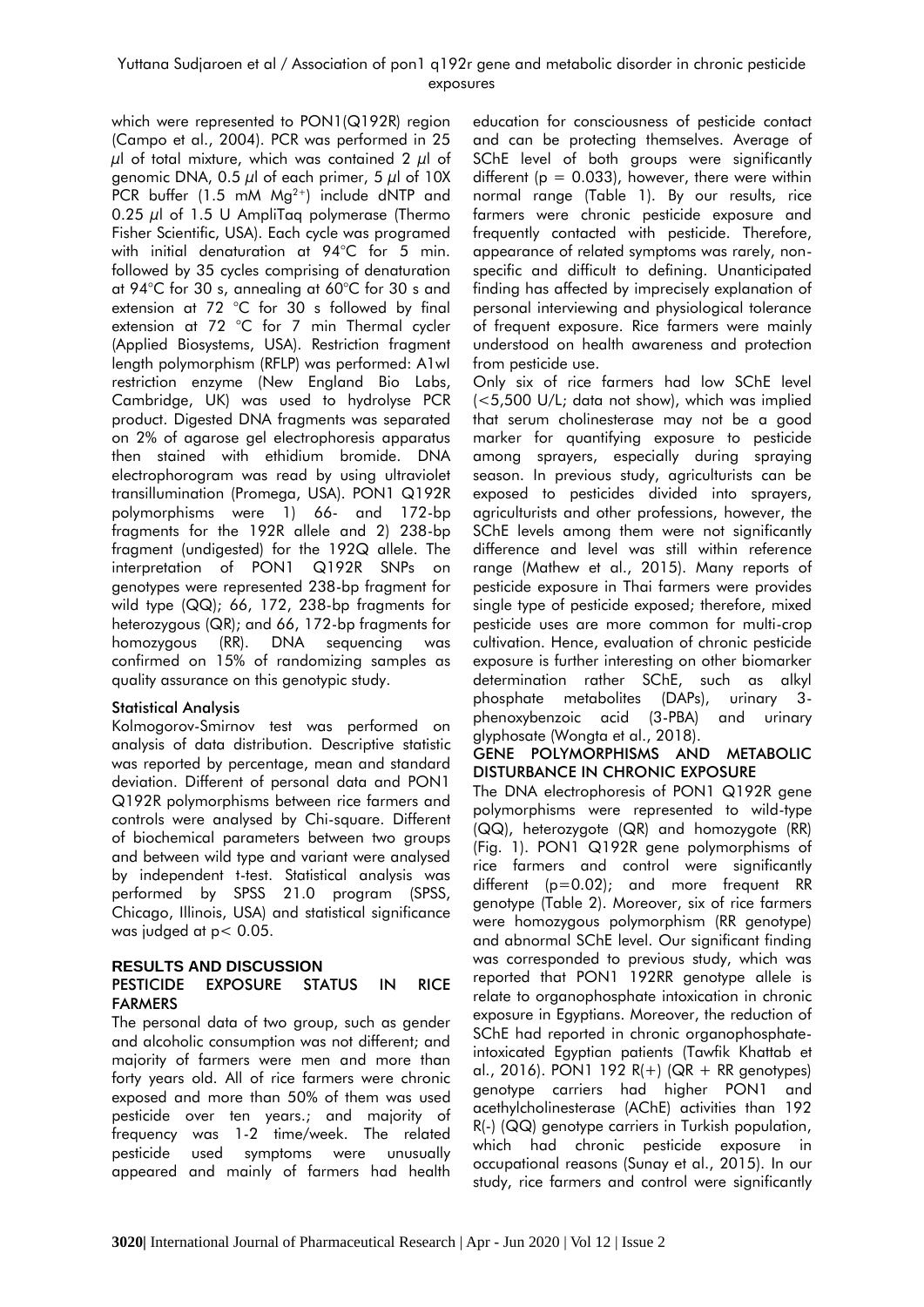which were represented to PON1(Q192R) region (Campo et al., 2004). PCR was performed in 25 µl of total mixture, which was contained 2 µl of genomic DNA, 0.5 µl of each primer, 5 µl of 10X PCR buffer (1.5 mM $Mg^{2+}$) include dNTP and 0.25 µl of 1.5 U AmpliTaq polymerase (Thermo Fisher Scientific, USA). Each cycle was programed with initial denaturation at 94°C for 5 min. followed by 35 cycles comprising of denaturation at 94°C for 30 s, annealing at 60°C for 30 s and extension at 72 °C for 30 s followed by final extension at 72 °C for 7 min Thermal cycler (Applied Biosystems, USA). Restriction fragment length polymorphism (RFLP) was performed: A1wI restriction enzyme (New England Bio Labs, Cambridge, UK) was used to hydrolyse PCR product. Digested DNA fragments was separated on 2% of agarose gel electrophoresis apparatus then stained with ethidium bromide. DNA electrophorogram was read by using ultraviolet transillumination (Promega, USA). PON1 Q192R polymorphisms were 1) 66- and 172-bp fragments for the 192R allele and 2) 238-bp fragment (undigested) for the 192Q allele. The interpretation of PON1 Q192R SNPs on genotypes were represented 238-bp fragment for wild type (QQ); 66, 172, 238-bp fragments for heterozygous (QR); and 66, 172-bp fragments for homozygous (RR). DNA sequencing was confirmed on 15% of randomizing samples as quality assurance on this genotypic study.

### Statistical Analysis

Kolmogorov-Smirnov test was performed on analysis of data distribution. Descriptive statistic was reported by percentage, mean and standard deviation. Different of personal data and PON1 Q192R polymorphisms between rice farmers and controls were analysed by Chi-square. Different of biochemical parameters between two groups and between wild type and variant were analysed by independent t-test. Statistical analysis was performed by SPSS 21.0 program (SPSS, Chicago, Illinois, USA) and statistical significance was judged at $p < 0.05$.

## RESULTS AND DISCUSSION

### PESTICIDE EXPOSURE STATUS IN RICE FARMERS

The personal data of two group, such as gender and alcoholic consumption was not different; and majority of farmers were men and more than forty years old. All of rice farmers were chronic exposed and more than 50% of them was used pesticide over ten years.; and majority of frequency was 1-2 time/week. The related pesticide used symptoms were unusually appeared and mainly of farmers had health education for consciousness of pesticide contact and can be protecting themselves. Average of SChE level of both groups were significantly different ($p = 0.033$), however, there were within normal range (Table 1). By our results, rice farmers were chronic pesticide exposure and frequently contacted with pesticide. Therefore, appearance of related symptoms was rarely, non-specific and difficult to defining. Unanticipated finding has affected by imprecisely explanation of personal interviewing and physiological tolerance of frequent exposure. Rice farmers were mainly understood on health awareness and protection from pesticide use.

Only six of rice farmers had low SChE level (<5,500 U/L; data not show), which was implied that serum cholinesterase may not be a good marker for quantifying exposure to pesticide among sprayers, especially during spraying season. In previous study, agriculturists can be exposed to pesticides divided into sprayers, agriculturists and other professions, however, the SChE levels among them were not significantly difference and level was still within reference range (Mathew et al., 2015). Many reports of pesticide exposure in Thai farmers were provides single type of pesticide exposed; therefore, mixed pesticide uses are more common for multi-crop cultivation. Hence, evaluation of chronic pesticide exposure is further interesting on other biomarker determination rather SChE, such as alkyl phosphate metabolites (DAPs), urinary 3-phenoxybenzoic acid (3-PBA) and urinary glyphosate (Wongta et al., 2018).

### GENE POLYMORPHISMS AND METABOLIC DISTURBANCE IN CHRONIC EXPOSURE

The DNA electrophoresis of PON1 Q192R gene polymorphisms were represented to wild-type (QQ), heterozygote (QR) and homozygote (RR) (Fig. 1). PON1 Q192R gene polymorphisms of rice farmers and control were significantly different ($p=0.02$); and more frequent RR genotype (Table 2). Moreover, six of rice farmers were homozygous polymorphism (RR genotype) and abnormal SChE level. Our significant finding was corresponded to previous study, which was reported that PON1 192RR genotype allele is relate to organophosphate intoxication in chronic exposure in Egyptians. Moreover, the reduction of SChE had reported in chronic organophosphate-intoxicated Egyptian patients (Tawfik Khattab et al., 2016). PON1 192 R(+) (QR + RR genotypes) genotype carriers had higher PON1 and acethylcholinesterase (AChE) activities than 192 R(-) (QQ) genotype carriers in Turkish population, which had chronic pesticide exposure in occupational reasons (Sunay et al., 2015). In our study, rice farmers and control were significantly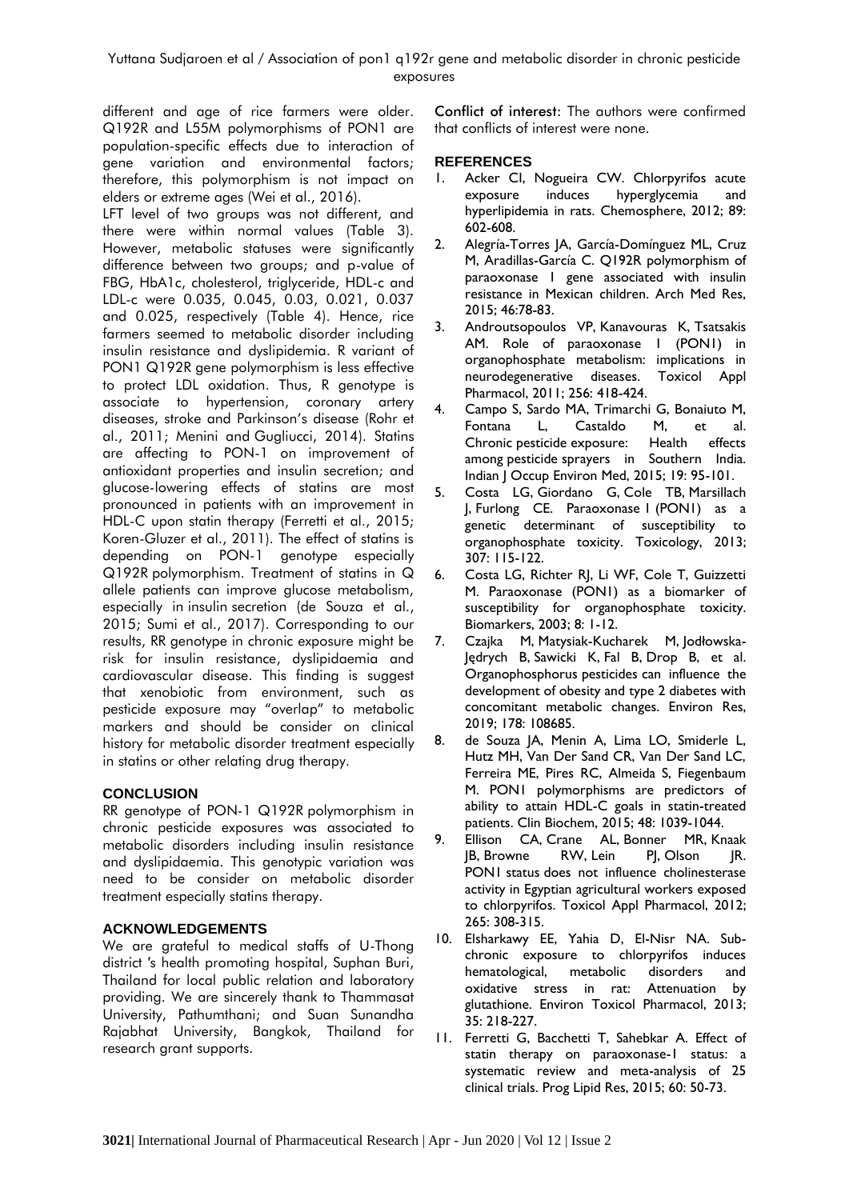different and age of rice farmers were older. Q192R and L55M polymorphisms of PON1 are population-specific effects due to interaction of gene variation and environmental factors; therefore, this polymorphism is not impact on elders or extreme ages (Wei et al., 2016).

LFT level of two groups was not different, and there were within normal values (Table 3). However, metabolic statuses were significantly difference between two groups; and p-value of FBG, HbA1c, cholesterol, triglyceride, HDL-c and LDL-c were 0.035, 0.045, 0.03, 0.021, 0.037 and 0.025, respectively (Table 4). Hence, rice farmers seemed to metabolic disorder including insulin resistance and dyslipidemia. R variant of PON1 Q192R gene polymorphism is less effective to protect LDL oxidation. Thus, R genotype is associate to hypertension, coronary artery diseases, stroke and Parkinson's disease (Rohr et al., 2011; Menini and Gugliucci, 2014). Statins are affecting to PON-1 on improvement of antioxidant properties and insulin secretion; and glucose-lowering effects of statins are most pronounced in patients with an improvement in HDL-C upon statin therapy (Ferretti et al., 2015; Koren-Gluzer et al., 2011). The effect of statins is depending on PON-1 genotype especially Q192R polymorphism. Treatment of statins in Q allele patients can improve glucose metabolism, especially in insulin secretion (de Souza et al., 2015; Sumi et al., 2017). Corresponding to our results, RR genotype in chronic exposure might be risk for insulin resistance, dyslipidaemia and cardiovascular disease. This finding is suggest that xenobiotic from environment, such as pesticide exposure may "overlap" to metabolic markers and should be consider on clinical history for metabolic disorder treatment especially in statins or other relating drug therapy.

## CONCLUSION

RR genotype of PON-1 Q192R polymorphism in chronic pesticide exposures was associated to metabolic disorders including insulin resistance and dyslipidaemia. This genotypic variation was need to be consider on metabolic disorder treatment especially statins therapy.

## ACKNOWLEDGEMENTS

We are grateful to medical staffs of U-Thong district 's health promoting hospital, Suphan Buri, Thailand for local public relation and laboratory providing. We are sincerely thank to Thammasat University, Pathumthani; and Suan Sunandha Rajabhat University, Bangkok, Thailand for research grant supports.

**Conflict of interest:** The authors were confirmed that conflicts of interest were none.

## REFERENCES

1. Acker CI, Nogueira CW. Chlorpyrifos acute exposure induces hyperglycemia and hyperlipidemia in rats. Chemosphere, 2012; 89: 602-608.
2. Alegría-Torres JA, García-Domínguez ML, Cruz M, Aradillas-García C. Q192R polymorphism of paraoxonase 1 gene associated with insulin resistance in Mexican children. Arch Med Res, 2015; 46:78-83.
3. Androutsopoulos VP, Kanavouras K, Tsatsakis AM. Role of paraoxonase 1 (PON1) in organophosphate metabolism: implications in neurodegenerative diseases. Toxicol Appl Pharmacol, 2011; 256: 418-424.
4. Campo S, Sardo MA, Trimarchi G, Bonaiuto M, Fontana L, Castaldo M, et al. Chronic pesticide exposure: Health effects among pesticide sprayers in Southern India. Indian J Occup Environ Med, 2015; 19: 95-101.
5. Costa LG, Giordano G, Cole TB, Marsillach J, Furlong CE. Paraoxonase 1 (PON1) as a genetic determinant of susceptibility to organophosphate toxicity. Toxicology, 2013; 307: 115-122.
6. Costa LG, Richter RJ, Li WF, Cole T, Guizzetti M. Paraoxonase (PON1) as a biomarker of susceptibility for organophosphate toxicity. Biomarkers, 2003; 8: 1-12.
7. Czajka M, Matysiak-Kucharek M, Jodłowska-Jędrych B, Sawicki K, Fal B, Drop B, et al. Organophosphorus pesticides can influence the development of obesity and type 2 diabetes with concomitant metabolic changes. Environ Res, 2019; 178: 108685.
8. de Souza JA, Menin A, Lima LO, Smiderle L, Hutz MH, Van Der Sand CR, Van Der Sand LC, Ferreira ME, Pires RC, Almeida S, Fiegenbaum M. PON1 polymorphisms are predictors of ability to attain HDL-C goals in statin-treated patients. Clin Biochem, 2015; 48: 1039-1044.
9. Ellison CA, Crane AL, Bonner MR, Knaak JB, Browne RW, Lein PJ, Olson JR. PON1 status does not influence cholinesterase activity in Egyptian agricultural workers exposed to chlorpyrifos. Toxicol Appl Pharmacol, 2012; 265: 308-315.
10. Elsharkawy EE, Yahia D, El-Nisr NA. Sub-chronic exposure to chlorpyrifos induces hematological, metabolic disorders and oxidative stress in rat: Attenuation by glutathione. Environ Toxicol Pharmacol, 2013; 35: 218-227.
11. Ferretti G, Bacchetti T, Sahebkar A. Effect of statin therapy on paraoxonase-1 status: a systematic review and meta-analysis of 25 clinical trials. Prog Lipid Res, 2015; 60: 50-73.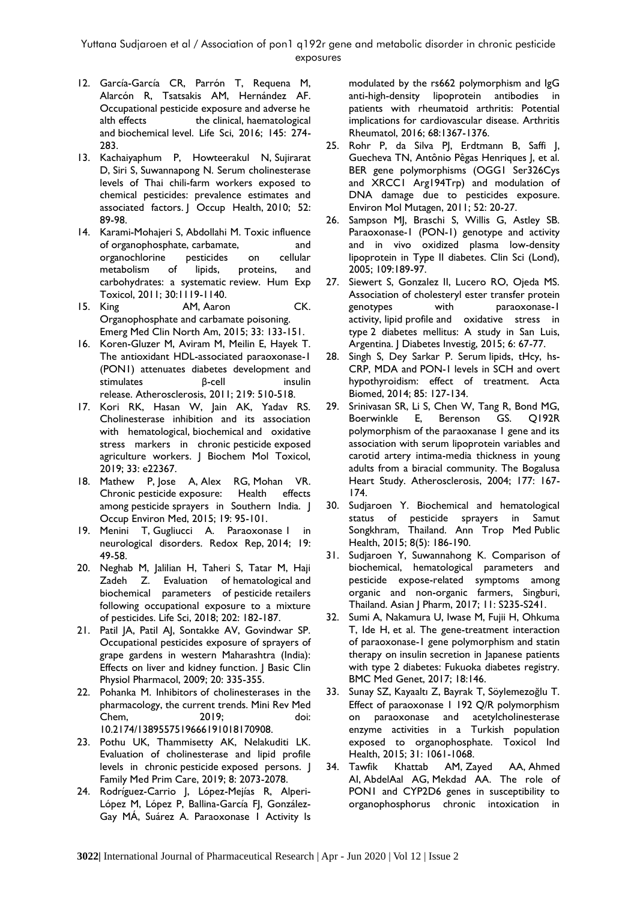12. García-García CR, Parrón T, Requena M, Alarcón R, Tsatsakis AM, Hernández AF. Occupational pesticide exposure and adverse he alth effects the clinical, haematological and biochemical level. Life Sci, 2016; 145: 274-283.
13. Kachaiyaphum P, Howteerakul N, Sujirarat D, Siri S, Suwannapong N. Serum cholinesterase levels of Thai chili-farm workers exposed to chemical pesticides: prevalence estimates and associated factors. J Occup Health, 2010; 52: 89-98.
14. Karami-Mohajeri S, Abdollahi M. Toxic influence of organophosphate, carbamate, and organochlorine pesticides on cellular metabolism of lipids, proteins, and carbohydrates: a systematic review. Hum Exp Toxicol, 2011; 30:1119-1140.
15. King AM, Aaron CK. Organophosphate and carbamate poisoning. Emerg Med Clin North Am, 2015; 33: 133-151.
16. Koren-Gluzer M, Aviram M, Meilin E, Hayek T. The antioxidant HDL-associated paraoxonase-1 (PON1) attenuates diabetes development and stimulates β-cell insulin release. Atherosclerosis, 2011; 219: 510-518.
17. Kori RK, Hasan W, Jain AK, Yadav RS. Cholinesterase inhibition and its association with hematological, biochemical and oxidative stress markers in chronic pesticide exposed agriculture workers. J Biochem Mol Toxicol, 2019; 33: e22367.
18. Mathew P, Jose A, Alex RG, Mohan VR. Chronic pesticide exposure: Health effects among pesticide sprayers in Southern India. J Occup Environ Med, 2015; 19: 95-101.
19. Menini T, Gugliucci A. Paraoxonase 1 in neurological disorders. Redox Rep, 2014; 19: 49-58.
20. Neghab M, Jalilian H, Taheri S, Tatar M, Haji Zadeh Z. Evaluation of hematological and biochemical parameters of pesticide retailers following occupational exposure to a mixture of pesticides. Life Sci, 2018; 202: 182-187.
21. Patil JA, Patil AJ, Sontakke AV, Govindwar SP. Occupational pesticides exposure of sprayers of grape gardens in western Maharashtra (India): Effects on liver and kidney function. J Basic Clin Physiol Pharmacol, 2009; 20: 335-355.
22. Pohanka M. Inhibitors of cholinesterases in the pharmacology, the current trends. Mini Rev Med Chem, 2019; doi: 10.2174/1389557519666191018170908.
23. Pothu UK, Thammisetty AK, Nelakuditi LK. Evaluation of cholinesterase and lipid profile levels in chronic pesticide exposed persons. J Family Med Prim Care, 2019; 8: 2073-2078.
24. Rodríguez-Carrio J, López-Mejías R, Alperi-López M, López P, Ballina-García FJ, González-Gay MÁ, Suárez A. Paraoxonase 1 Activity Is modulated by the rs662 polymorphism and IgG anti-high-density lipoprotein antibodies in patients with rheumatoid arthritis: Potential implications for cardiovascular disease. Arthritis Rheumatol, 2016; 68:1367-1376.
25. Rohr P, da Silva PJ, Erdtmann B, Saffi J, Guecheva TN, Antônio Pêgas Henriques J, et al. BER gene polymorphisms (OGG1 Ser326Cys and XRCC1 Arg194Trp) and modulation of DNA damage due to pesticides exposure. Environ Mol Mutagen, 2011; 52: 20-27.
26. Sampson MJ, Braschi S, Willis G, Astley SB. Paraoxonase-1 (PON-1) genotype and activity and in vivo oxidized plasma low-density lipoprotein in Type II diabetes. Clin Sci (Lond), 2005; 109:189-97.
27. Siewert S, Gonzalez II, Lucero RO, Ojeda MS. Association of cholesteryl ester transfer protein genotypes with paraoxonase-1 activity, lipid profile and oxidative stress in type 2 diabetes mellitus: A study in San Luis, Argentina. J Diabetes Investig, 2015; 6: 67-77.
28. Singh S, Dey Sarkar P. Serum lipids, tHcy, hs-CRP, MDA and PON-1 levels in SCH and overt hypothyroidism: effect of treatment. Acta Biomed, 2014; 85: 127-134.
29. Srinivasan SR, Li S, Chen W, Tang R, Bond MG, Boerwinkle E, Berenson GS. Q192R polymorphism of the paraoxanase 1 gene and its association with serum lipoprotein variables and carotid artery intima-media thickness in young adults from a biracial community. The Bogalusa Heart Study. Atherosclerosis, 2004; 177: 167-174.
30. Sudjaroen Y. Biochemical and hematological status of pesticide sprayers in Samut Songkhram, Thailand. Ann Trop Med Public Health, 2015; 8(5): 186-190.
31. Sudjaroen Y, Suwannahong K. Comparison of biochemical, hematological parameters and pesticide expose-related symptoms among organic and non-organic farmers, Singburi, Thailand. Asian J Pharm, 2017; 11: S235-S241.
32. Sumi A, Nakamura U, Iwase M, Fujii H, Ohkuma T, Ide H, et al. The gene-treatment interaction of paraoxonase-1 gene polymorphism and statin therapy on insulin secretion in Japanese patients with type 2 diabetes: Fukuoka diabetes registry. BMC Med Genet, 2017; 18:146.
33. Sunay SZ, Kayaaltı Z, Bayrak T, Söylemezoğlu T. Effect of paraoxonase 1 192 Q/R polymorphism on paraoxonase and acetylcholinesterase enzyme activities in a Turkish population exposed to organophosphate. Toxicol Ind Health, 2015; 31: 1061-1068.
34. Tawfik Khattab AM, Zayed AA, Ahmed AI, AbdelAal AG, Mekdad AA. The role of PON1 and CYP2D6 genes in susceptibility to organophosphorus chronic intoxication in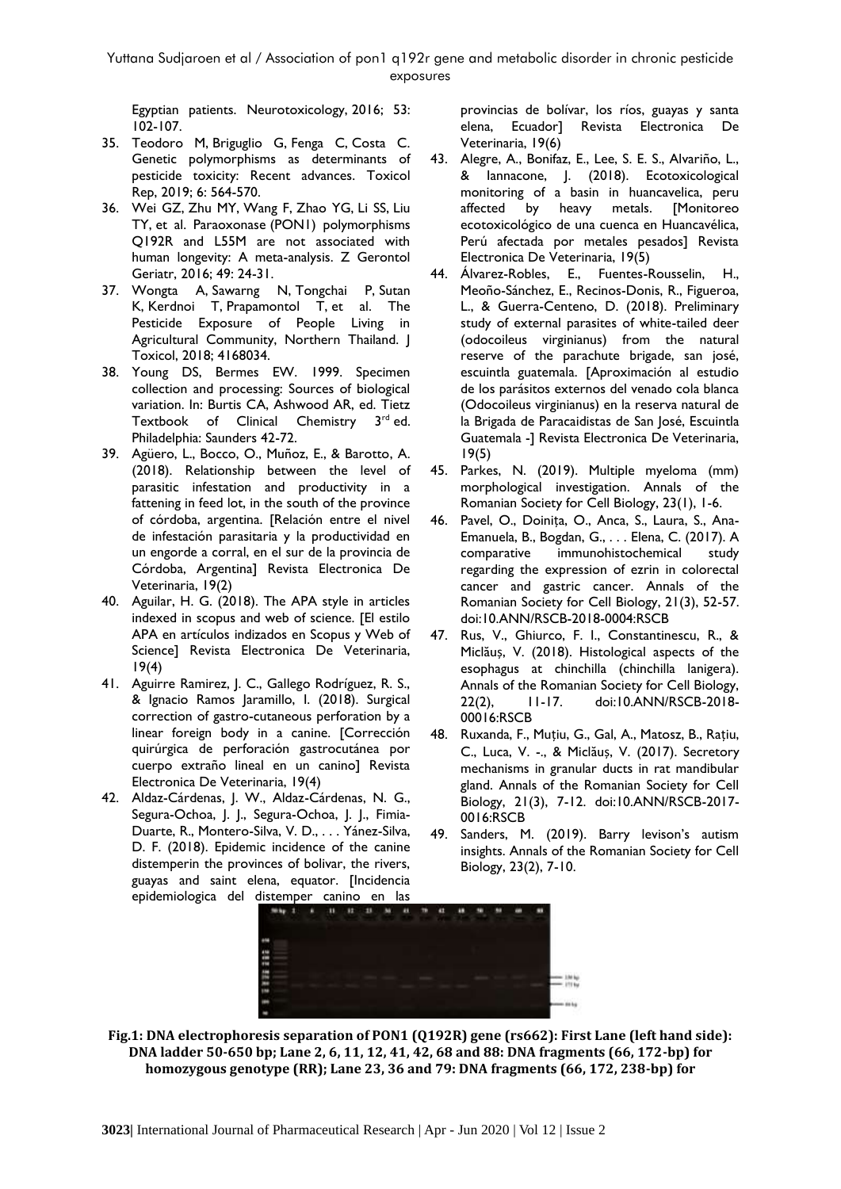Egyptian patients. Neurotoxicology, 2016; 53: 102-107.

35. Teodoro M, Briguglio G, Fenga C, Costa C. Genetic polymorphisms as determinants of pesticide toxicity: Recent advances. Toxicol Rep, 2019; 6: 564-570.
36. Wei GZ, Zhu MY, Wang F, Zhao YG, Li SS, Liu TY, et al. Paraoxonase (PON1) polymorphisms Q192R and L55M are not associated with human longevity: A meta-analysis. Z Gerontol Geriatr, 2016; 49: 24-31.
37. Wongta A, Sawarng N, Tongchai P, Sutan K, Kerdnoi T, Prapamontol T, et al. The Pesticide Exposure of People Living in Agricultural Community, Northern Thailand. J Toxicol, 2018; 4168034.
38. Young DS, Bermes EW. 1999. Specimen collection and processing: Sources of biological variation. In: Burtis CA, Ashwood AR, ed. Tietz Textbook of Clinical Chemistry 3rd ed. Philadelphia: Saunders 42-72.
39. Agüero, L., Bocco, O., Muñoz, E., & Barotto, A. (2018). Relationship between the level of parasitic infestation and productivity in a fattening in feed lot, in the south of the province of córdoba, argentina. [Relación entre el nivel de infestación parasitaria y la productividad en un engorde a corral, en el sur de la provincia de Córdoba, Argentina] Revista Electronica De Veterinaria, 19(2)
40. Aguilar, H. G. (2018). The APA style in articles indexed in scopus and web of science. [El estilo APA en artículos indizados en Scopus y Web of Science] Revista Electronica De Veterinaria, 19(4)
41. Aguirre Ramirez, J. C., Gallego Rodríguez, R. S., & Ignacio Ramos Jaramillo, I. (2018). Surgical correction of gastro-cutaneous perforation by a linear foreign body in a canine. [Corrección quirúrgica de perforación gastrocutánea por cuerpo extraño lineal en un canino] Revista Electronica De Veterinaria, 19(4)
42. Aldaz-Cárdenas, J. W., Aldaz-Cárdenas, N. G., Segura-Ochoa, J. J., Segura-Ochoa, J. J., Fimia-Duarte, R., Montero-Silva, V. D., . . . Yánez-Silva, D. F. (2018). Epidemic incidence of the canine distemperin the provinces of bolivar, the rivers, guayas and saint elena, equator. [Incidencia epidemiologica del distemper canino en las provincias de bolívar, los ríos, guayas y santa elena, Ecuador] Revista Electronica De Veterinaria, 19(6)
43. Alegre, A., Bonifaz, E., Lee, S. E. S., Alvariño, L., & Iannacone, J. (2018). Ecotoxicological monitoring of a basin in huancavelica, peru affected by heavy metals. [Monitoreo ecotoxicológico de una cuenca en Huancavélica, Perú afectada por metales pesados] Revista Electronica De Veterinaria, 19(5)
44. Álvarez-Robles, E., Fuentes-Rousselin, H., Meoño-Sánchez, E., Recinos-Donis, R., Figueroa, L., & Guerra-Centeno, D. (2018). Preliminary study of external parasites of white-tailed deer (odocoileus virginianus) from the natural reserve of the parachute brigade, san josé, escuintla guatemala. [Aproximación al estudio de los parásitos externos del venado cola blanca (Odocoileus virginianus) en la reserva natural de la Brigada de Paracaidistas de San José, Escuintla Guatemala -] Revista Electronica De Veterinaria, 19(5)
45. Parkes, N. (2019). Multiple myeloma (mm) morphological investigation. Annals of the Romanian Society for Cell Biology, 23(1), 1-6.
46. Pavel, O., Doinița, O., Anca, S., Laura, S., Ana-Emanuela, B., Bogdan, G., . . . Elena, C. (2017). A comparative immunohistochemical study regarding the expression of ezrin in colorectal cancer and gastric cancer. Annals of the Romanian Society for Cell Biology, 21(3), 52-57. doi:10.ANN/RSCB-2018-0004:RSCB
47. Rus, V., Ghiurco, F. I., Constantinescu, R., & Miclăuș, V. (2018). Histological aspects of the esophagus at chinchilla (chinchilla lanigera). Annals of the Romanian Society for Cell Biology, 22(2), 11-17. doi:10.ANN/RSCB-2018-00016:RSCB
48. Ruxanda, F., Muțiu, G., Gal, A., Matosz, B., Rațiu, C., Luca, V. -., & Miclăuș, V. (2017). Secretory mechanisms in granular ducts in rat mandibular gland. Annals of the Romanian Society for Cell Biology, 21(3), 7-12. doi:10.ANN/RSCB-2017-0016:RSCB
49. Sanders, M. (2019). Barry levison's autism insights. Annals of the Romanian Society for Cell Biology, 23(2), 7-10.

**Fig.1: DNA electrophoresis separation of PON1 (Q192R) gene (rs662): First Lane (left hand side): DNA ladder 50-650 bp; Lane 2, 6, 11, 12, 41, 42, 68 and 88: DNA fragments (66, 172-bp) for homozygous genotype (RR); Lane 23, 36 and 79: DNA fragments (66, 172, 238-bp) for**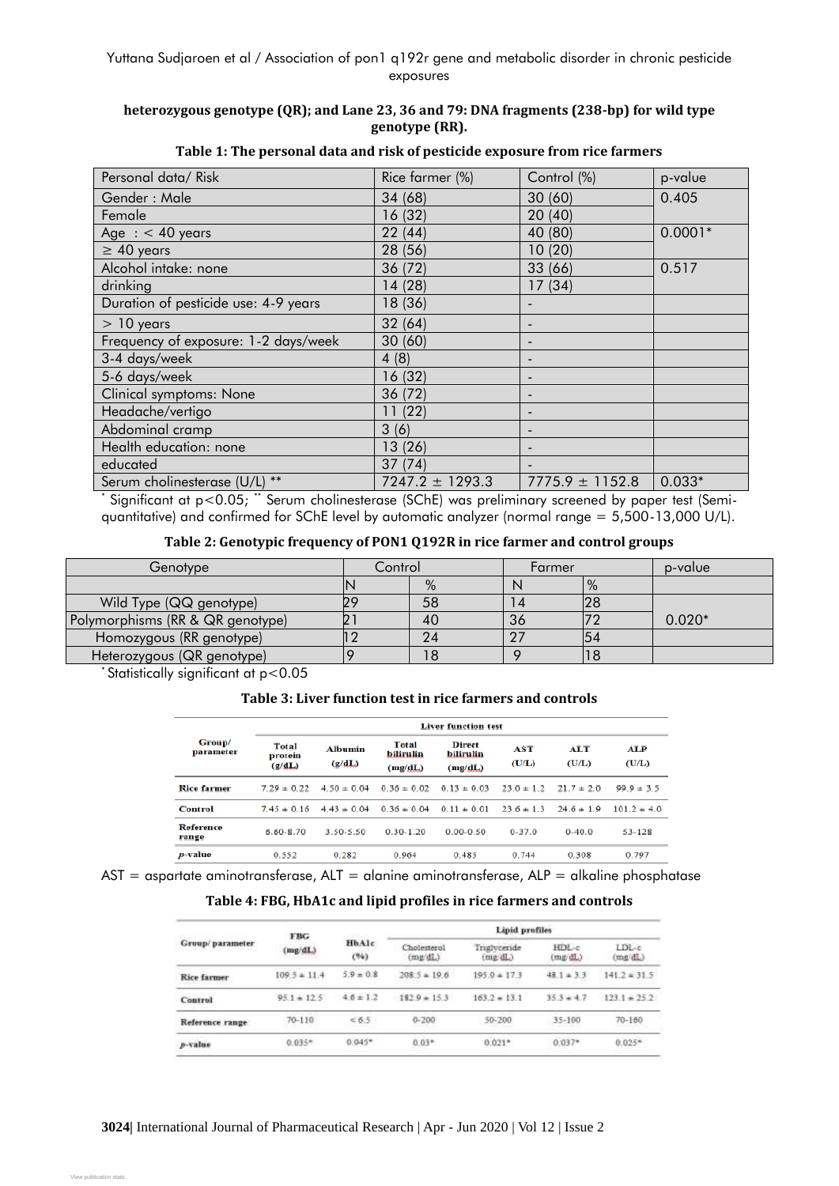**heterozygous genotype (QR); and Lane 23, 36 and 79: DNA fragments (238-bp) for wild type genotype (RR).**

**Table 1: The personal data and risk of pesticide exposure from rice farmers**

| Personal data/ Risk | Rice farmer (%) | Control (%) | p-value |
|---|---|---|---|
| Gender : Male | 34 (68) | 30 (60) | 0.405 |
| Female | 16 (32) | 20 (40) | |
| Age : < 40 years | 22 (44) | 40 (80) | 0.0001* |
| ≥ 40 years | 28 (56) | 10 (20) | |
| Alcohol intake: none | 36 (72) | 33 (66) | 0.517 |
| drinking | 14 (28) | 17 (34) | |
| Duration of pesticide use: 4-9 years | 18 (36) | - | |
| > 10 years | 32 (64) | - | |
| Frequency of exposure: 1-2 days/week | 30 (60) | - | |
| 3-4 days/week | 4 (8) | - | |
| 5-6 days/week | 16 (32) | - | |
| Clinical symptoms: None | 36 (72) | - | |
| Headache/vertigo | 11 (22) | - | |
| Abdominal cramp | 3 (6) | - | |
| Health education: none | 13 (26) | - | |
| educated | 37 (74) | - | |
| Serum cholinesterase (U/L) ** | 7247.2 ± 1293.3 | 7775.9 ± 1152.8 | 0.033* |

* Significant at $p<0.05$; ** Serum cholinesterase (SChE) was preliminary screened by paper test (Semi-quantitative) and confirmed for SChE level by automatic analyzer (normal range = 5,500-13,000 U/L).

**Table 2: Genotypic frequency of PON1 Q192R in rice farmer and control groups**

| Genotype | Control | | Farmer | | p-value |
|---|---|---|---|---|---|
| | N | % | N | % | |
| Wild Type (QQ genotype) | 29 | 58 | 14 | 28 | |
| Polymorphisms (RR & QR genotype) | 21 | 40 | 36 | 72 | 0.020* |
| Homozygous (RR genotype) | 12 | 24 | 27 | 54 | |
| Heterozygous (QR genotype) | 9 | 18 | 9 | 18 | |

* Statistically significant at $p<0.05$

**Table 3: Liver function test in rice farmers and controls**

| Group/ parameter | Liver function test | | | | | | |
|---|---|---|---|---|---|---|---|
| | Total protein (g/dL) | Albumin (g/dL) | Total bilirubin (mg/dL) | Direct bilirubin (mg/dL) | AST (U/L) | ALT (U/L) | ALP (U/L) |
| Rice farmer | 7.29 ± 0.22 | 4.50 ± 0.04 | 0.36 ± 0.02 | 0.13 ± 0.03 | 23.0 ± 1.2 | 21.7 ± 2.0 | 99.9 ± 3.5 |
| Control | 7.45 ± 0.16 | 4.43 ± 0.04 | 0.36 ± 0.04 | 0.11 ± 0.01 | 23.6 ± 1.3 | 24.6 ± 1.9 | 101.2 ± 4.0 |
| Reference range | 6.60-8.70 | 3.50-5.50 | 0.30-1.20 | 0.00-0.50 | 0-37.0 | 0-40.0 | 53-128 |
| *p*-value | 0.552 | 0.282 | 0.964 | 0.485 | 0.744 | 0.308 | 0.797 |

AST = aspartate aminotransferase, ALT = alanine aminotransferase, ALP = alkaline phosphatase

**Table 4: FBG, HbA1c and lipid profiles in rice farmers and controls**

| Group/ parameter | FBG (mg/dL) | HbA1c (%) | Lipid profiles | | | |
|---|---|---|---|---|---|---|
| | | | Cholesterol (mg/dL) | Triglyceride (mg/dL) | HDL-c (mg/dL) | LDL-c (mg/dL) |
| Rice farmer | 109.5 ± 11.4 | 5.9 ± 0.8 | 208.5 ± 19.6 | 195.0 ± 17.3 | 48.1 ± 3.3 | 141.2 ± 31.5 |
| Control | 95.1 ± 12.5 | 4.6 ± 1.2 | 182.9 ± 15.3 | 163.2 ± 13.1 | 35.3 ± 4.7 | 123.1 ± 25.2 |
| Reference range | 70-110 | < 6.5 | 0-200 | 50-200 | 35-100 | 70-160 |
| *p*-value | 0.035* | 0.045* | 0.03* | 0.021* | 0.037* | 0.025* |